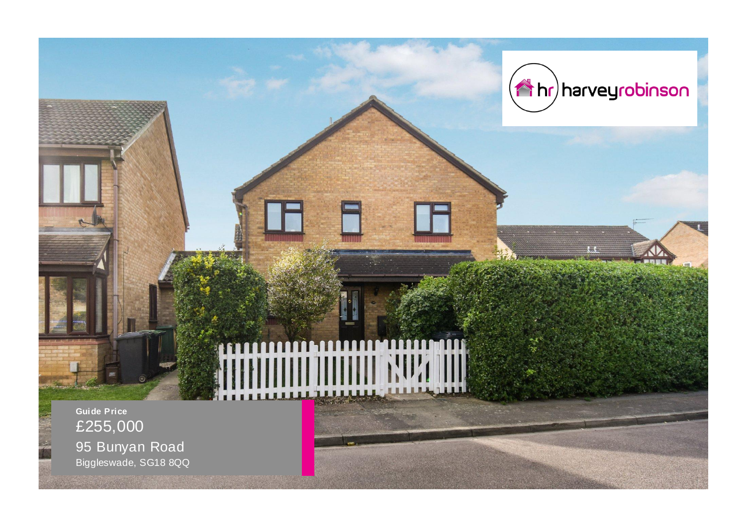harveyrobinson

**Guide Price**

£255,000

95 Bunyan Road

Biggleswade, SG18 8QQ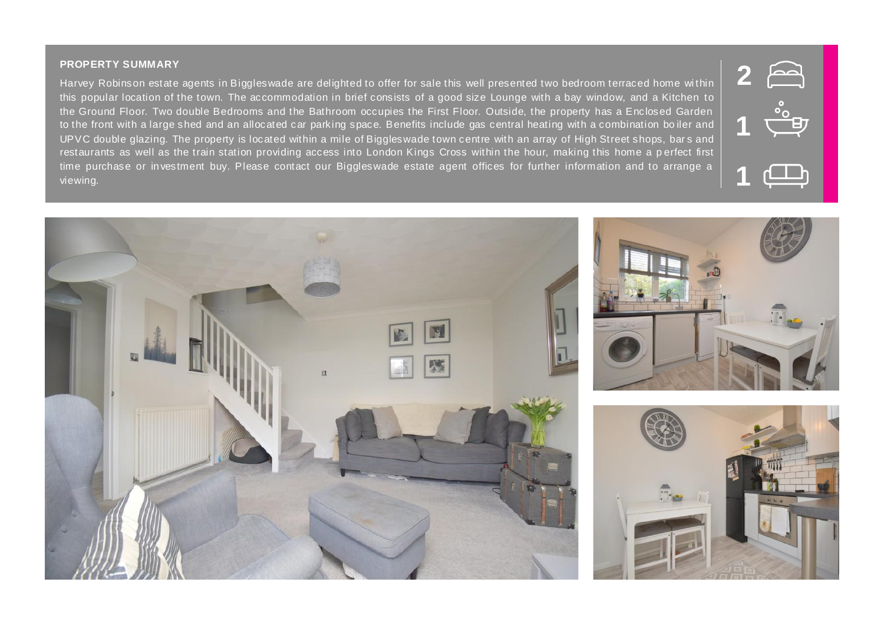## PROPERTY SUMMARY

Harvey Robinson estate agents in Biggleswade are delighted to offer for sale this well presented two bedroom terraced home within this popular location of the town. The accommodation in brief consists of a good size Lounge with a bay window, and a Kitchen to the Ground Floor. Two double Bedrooms and the Bathroom occupies the First Floor. Outside, the property has a Enclosed Garden to the front with a large shed and an allocated car parking space. Benefits include gas central heating with a combination boiler and UPVC double glazing. The property is located within a mile of Biggleswade town centre with an array of High Street shops, bars and restaurants as well as the train station providing access into London Kings Cross within the hour, making this home a perfect first time purchase or investment buy. Please contact our Biggleswade estate agent offices for further information and to arrange a viewing.

2

1

1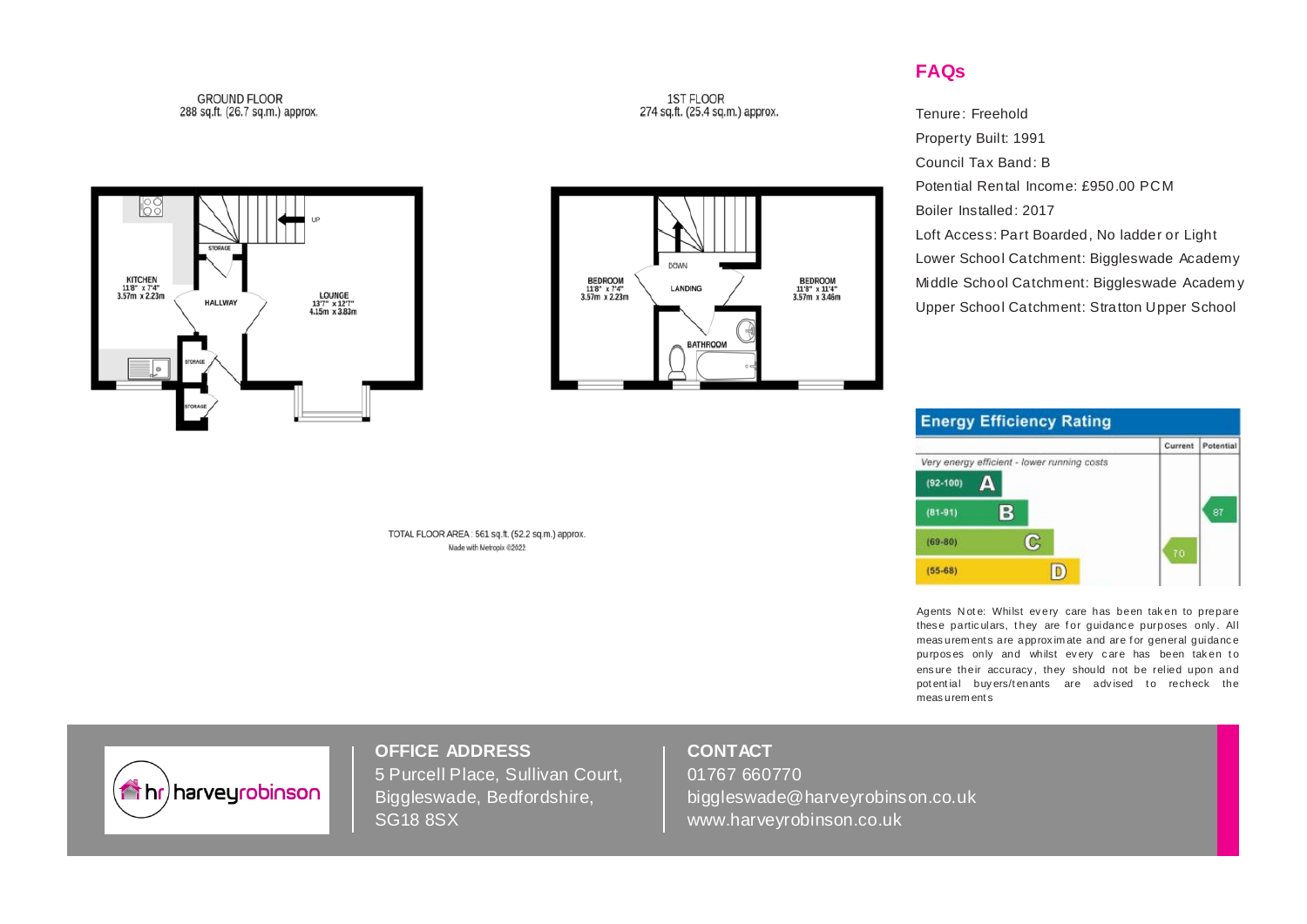GROUND FLOOR
288 sq.ft. (26.7 sq.m.) approx.

KITCHEN
11'8" x 7'4"
3.57m x 2.23m

STORAGE

HALLWAY

LOUNGE
13'7" x 12'7"
4.15m x 3.83m

UP

STORAGE

STORAGE

1ST FLOOR
274 sq.ft. (25.4 sq.m.) approx.

BEDROOM
11'8" x 7'4"
3.57m x 2.23m

DOWN

LANDING

BEDROOM
11'8" x 11'4"
3.57m x 3.46m

BATHROOM

TOTAL FLOOR AREA : 561 sq.ft. (52.2 sq.m.) approx.
Made with Metropix ©2022

## FAQs

Tenure: Freehold
Property Built: 1991
Council Tax Band: B
Potential Rental Income: £950.00 PCM
Boiler Installed: 2017
Loft Access: Part Boarded, No ladder or Light
Lower School Catchment: Biggleswade Academy
Middle School Catchment: Biggleswade Academy
Upper School Catchment: Stratton Upper School

**Energy Efficiency Rating**

Current
Potential

Very energy efficient - lower running costs

(92-100) A
(81-91) B
(69-80) C
(55-68) D

70
87

Agents Note: Whilst every care has been taken to prepare these particulars, they are for guidance purposes only. All measurements are approximate and are for general guidance purposes only and whilst every care has been taken to ensure their accuracy, they should not be relied upon and potential buyers/tenants are advised to recheck the measurements

hr harveyrobinson

**OFFICE ADDRESS**
5 Purcell Place, Sullivan Court,
Biggleswade, Bedfordshire,
SG18 8SX

**CONTACT**
01767 660770
biggleswade@harveyrobinson.co.uk
www.harveyrobinson.co.uk